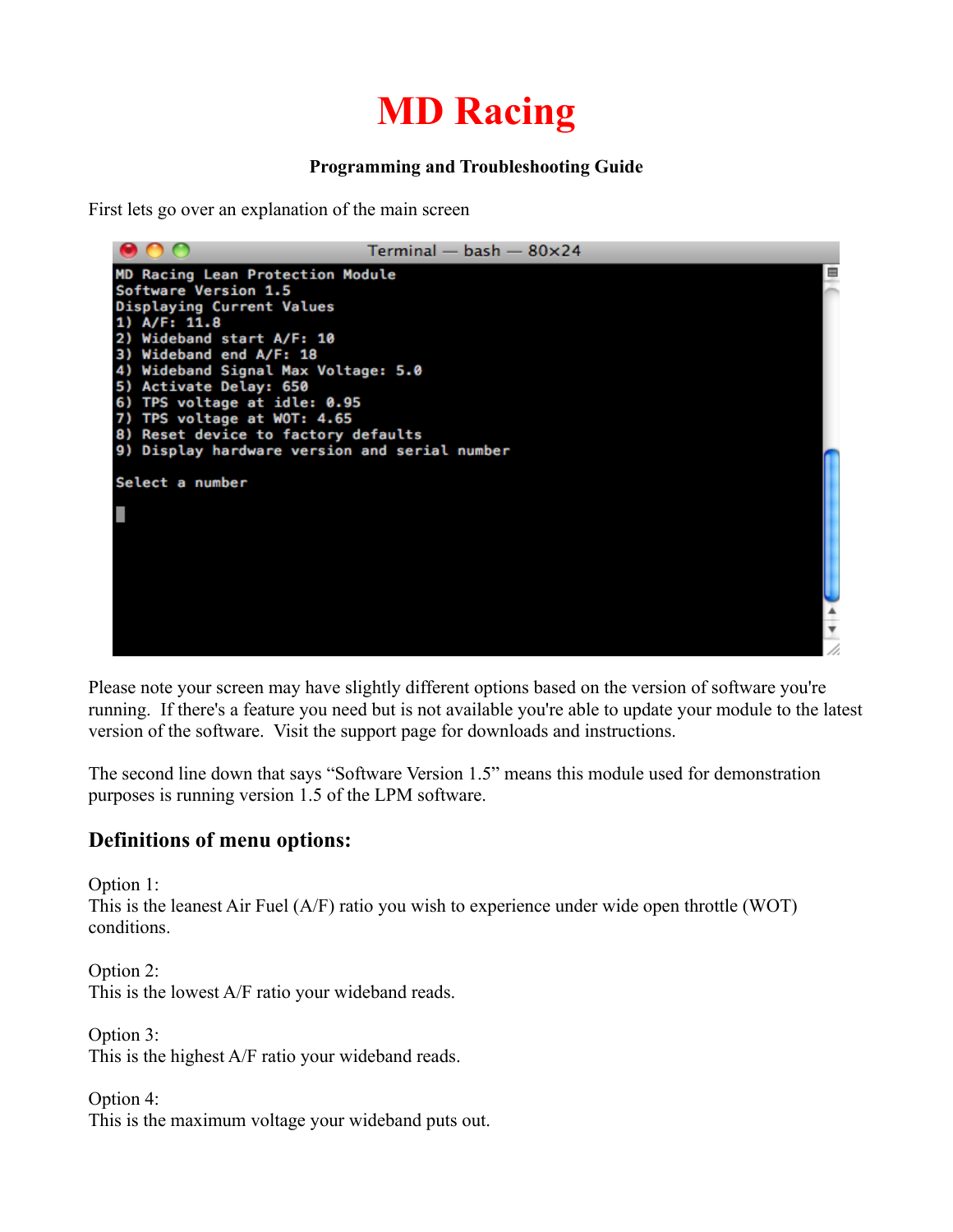# MD Racing

**Programming and Troubleshooting Guide**

First lets go over an explanation of the main screen

```
Terminal — bash — 80x24
MD Racing Lean Protection Module
Software Version 1.5
Displaying Current Values
1) A/F: 11.8
2) Wideband start A/F: 10
3) Wideband end A/F: 18
4) Wideband Signal Max Voltage: 5.0
5) Activate Delay: 650
6) TPS voltage at idle: 0.95
7) TPS voltage at WOT: 4.65
8) Reset device to factory defaults
9) Display hardware version and serial number

Select a number
```

Please note your screen may have slightly different options based on the version of software you're running. If there's a feature you need but is not available you're able to update your module to the latest version of the software. Visit the support page for downloads and instructions.

The second line down that says "Software Version 1.5" means this module used for demonstration purposes is running version 1.5 of the LPM software.

## Definitions of menu options:

Option 1:
This is the leanest Air Fuel (A/F) ratio you wish to experience under wide open throttle (WOT) conditions.

Option 2:
This is the lowest A/F ratio your wideband reads.

Option 3:
This is the highest A/F ratio your wideband reads.

Option 4:
This is the maximum voltage your wideband puts out.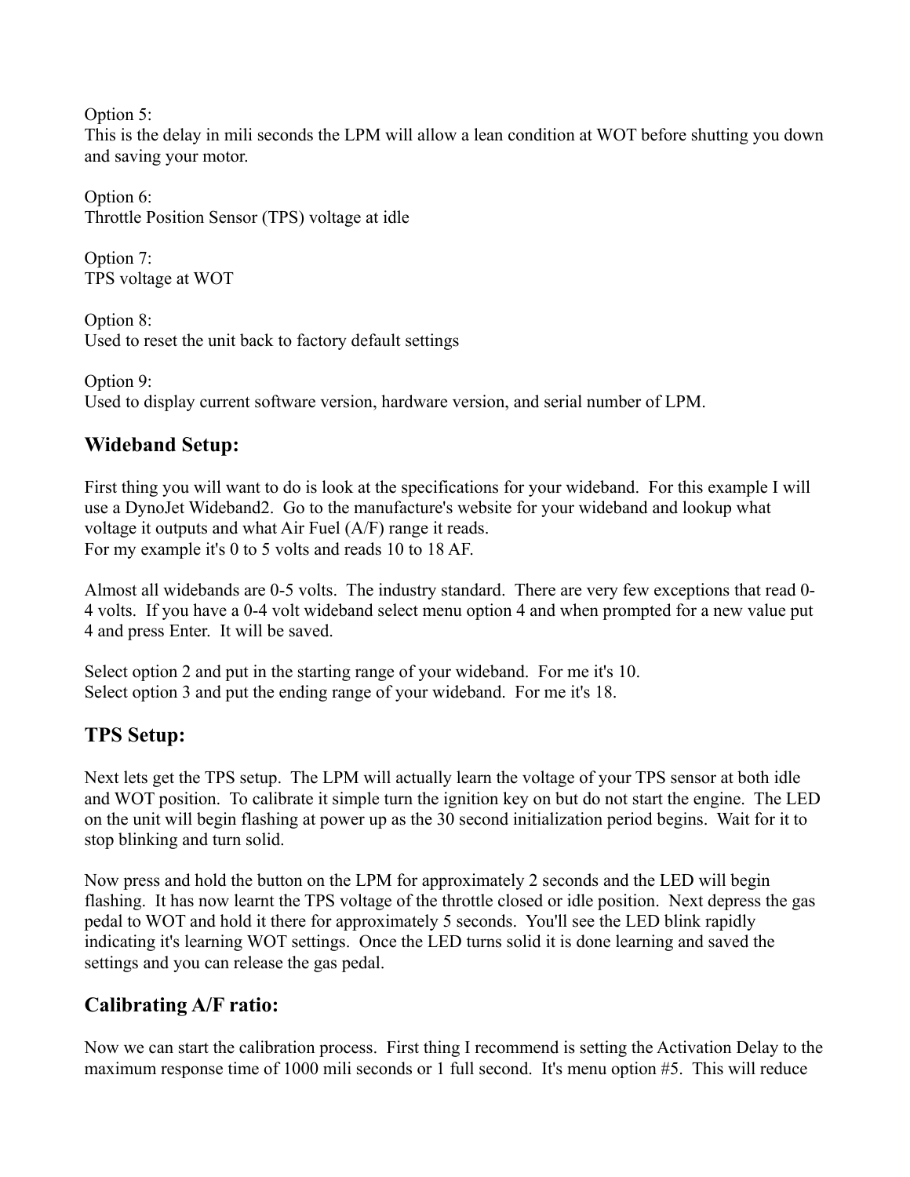Option 5:
This is the delay in mili seconds the LPM will allow a lean condition at WOT before shutting you down and saving your motor.

Option 6:
Throttle Position Sensor (TPS) voltage at idle

Option 7:
TPS voltage at WOT

Option 8:
Used to reset the unit back to factory default settings

Option 9:
Used to display current software version, hardware version, and serial number of LPM.

## Wideband Setup:

First thing you will want to do is look at the specifications for your wideband. For this example I will use a DynoJet Wideband2. Go to the manufacture's website for your wideband and lookup what voltage it outputs and what Air Fuel (A/F) range it reads.
For my example it's 0 to 5 volts and reads 10 to 18 AF.

Almost all widebands are 0-5 volts. The industry standard. There are very few exceptions that read 0-4 volts. If you have a 0-4 volt wideband select menu option 4 and when prompted for a new value put 4 and press Enter. It will be saved.

Select option 2 and put in the starting range of your wideband. For me it's 10.
Select option 3 and put the ending range of your wideband. For me it's 18.

## TPS Setup:

Next lets get the TPS setup. The LPM will actually learn the voltage of your TPS sensor at both idle and WOT position. To calibrate it simple turn the ignition key on but do not start the engine. The LED on the unit will begin flashing at power up as the 30 second initialization period begins. Wait for it to stop blinking and turn solid.

Now press and hold the button on the LPM for approximately 2 seconds and the LED will begin flashing. It has now learnt the TPS voltage of the throttle closed or idle position. Next depress the gas pedal to WOT and hold it there for approximately 5 seconds. You'll see the LED blink rapidly indicating it's learning WOT settings. Once the LED turns solid it is done learning and saved the settings and you can release the gas pedal.

## Calibrating A/F ratio:

Now we can start the calibration process. First thing I recommend is setting the Activation Delay to the maximum response time of 1000 mili seconds or 1 full second. It's menu option #5. This will reduce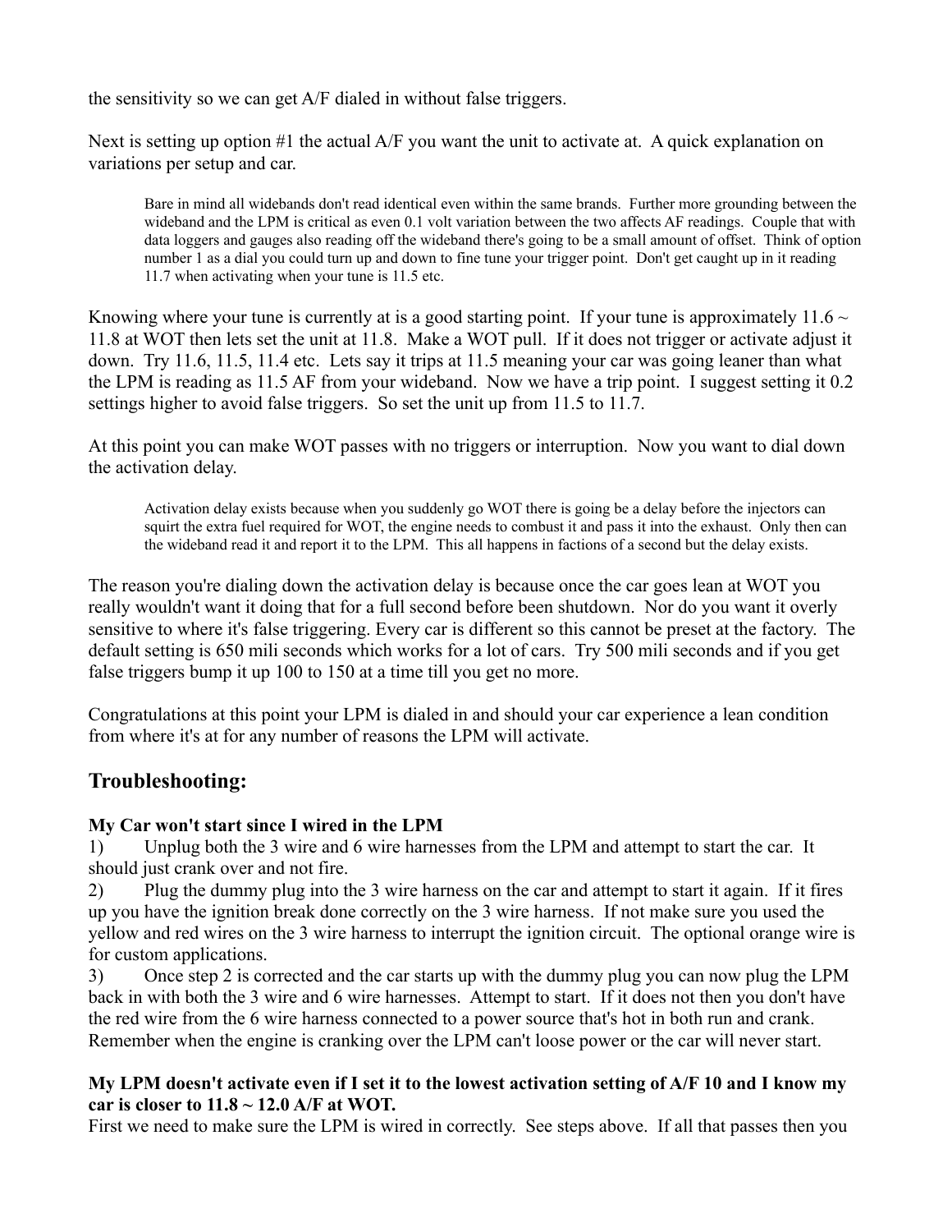the sensitivity so we can get A/F dialed in without false triggers.

Next is setting up option #1 the actual A/F you want the unit to activate at. A quick explanation on variations per setup and car.

> Bare in mind all widebands don't read identical even within the same brands. Further more grounding between the wideband and the LPM is critical as even 0.1 volt variation between the two affects AF readings. Couple that with data loggers and gauges also reading off the wideband there's going to be a small amount of offset. Think of option number 1 as a dial you could turn up and down to fine tune your trigger point. Don't get caught up in it reading 11.7 when activating when your tune is 11.5 etc.

Knowing where your tune is currently at is a good starting point. If your tune is approximately 11.6 ~ 11.8 at WOT then lets set the unit at 11.8. Make a WOT pull. If it does not trigger or activate adjust it down. Try 11.6, 11.5, 11.4 etc. Lets say it trips at 11.5 meaning your car was going leaner than what the LPM is reading as 11.5 AF from your wideband. Now we have a trip point. I suggest setting it 0.2 settings higher to avoid false triggers. So set the unit up from 11.5 to 11.7.

At this point you can make WOT passes with no triggers or interruption. Now you want to dial down the activation delay.

> Activation delay exists because when you suddenly go WOT there is going be a delay before the injectors can squirt the extra fuel required for WOT, the engine needs to combust it and pass it into the exhaust. Only then can the wideband read it and report it to the LPM. This all happens in factions of a second but the delay exists.

The reason you're dialing down the activation delay is because once the car goes lean at WOT you really wouldn't want it doing that for a full second before been shutdown. Nor do you want it overly sensitive to where it's false triggering. Every car is different so this cannot be preset at the factory. The default setting is 650 mili seconds which works for a lot of cars. Try 500 mili seconds and if you get false triggers bump it up 100 to 150 at a time till you get no more.

Congratulations at this point your LPM is dialed in and should your car experience a lean condition from where it's at for any number of reasons the LPM will activate.

## Troubleshooting:

**My Car won't start since I wired in the LPM**

1) Unplug both the 3 wire and 6 wire harnesses from the LPM and attempt to start the car. It should just crank over and not fire.

2) Plug the dummy plug into the 3 wire harness on the car and attempt to start it again. If it fires up you have the ignition break done correctly on the 3 wire harness. If not make sure you used the yellow and red wires on the 3 wire harness to interrupt the ignition circuit. The optional orange wire is for custom applications.

3) Once step 2 is corrected and the car starts up with the dummy plug you can now plug the LPM back in with both the 3 wire and 6 wire harnesses. Attempt to start. If it does not then you don't have the red wire from the 6 wire harness connected to a power source that's hot in both run and crank. Remember when the engine is cranking over the LPM can't loose power or the car will never start.

**My LPM doesn't activate even if I set it to the lowest activation setting of A/F 10 and I know my car is closer to 11.8 ~ 12.0 A/F at WOT.**

First we need to make sure the LPM is wired in correctly. See steps above. If all that passes then you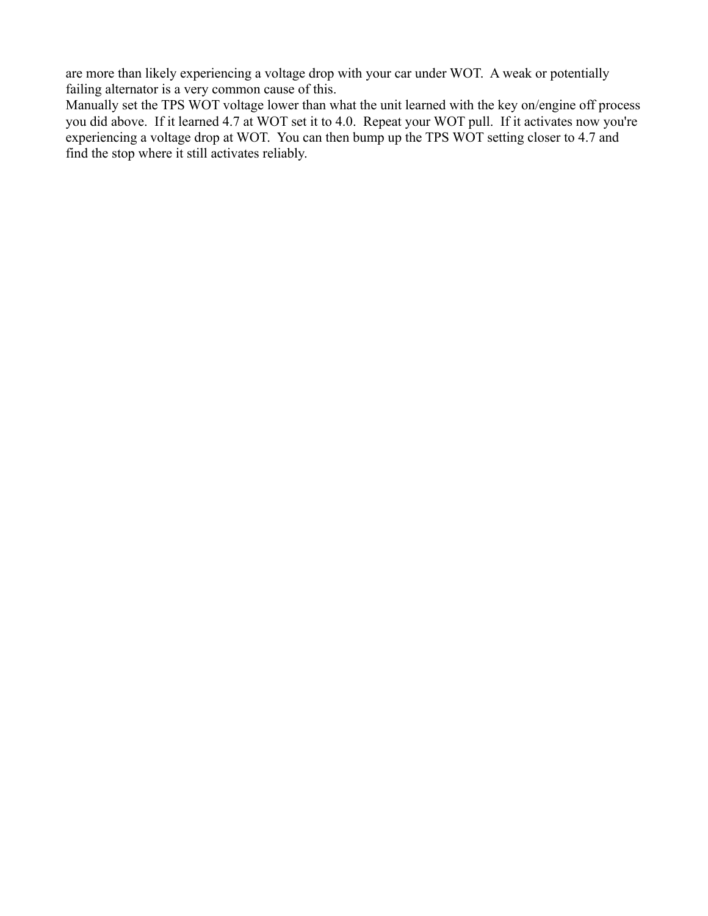are more than likely experiencing a voltage drop with your car under WOT. A weak or potentially failing alternator is a very common cause of this.

Manually set the TPS WOT voltage lower than what the unit learned with the key on/engine off process you did above. If it learned 4.7 at WOT set it to 4.0. Repeat your WOT pull. If it activates now you're experiencing a voltage drop at WOT. You can then bump up the TPS WOT setting closer to 4.7 and find the stop where it still activates reliably.